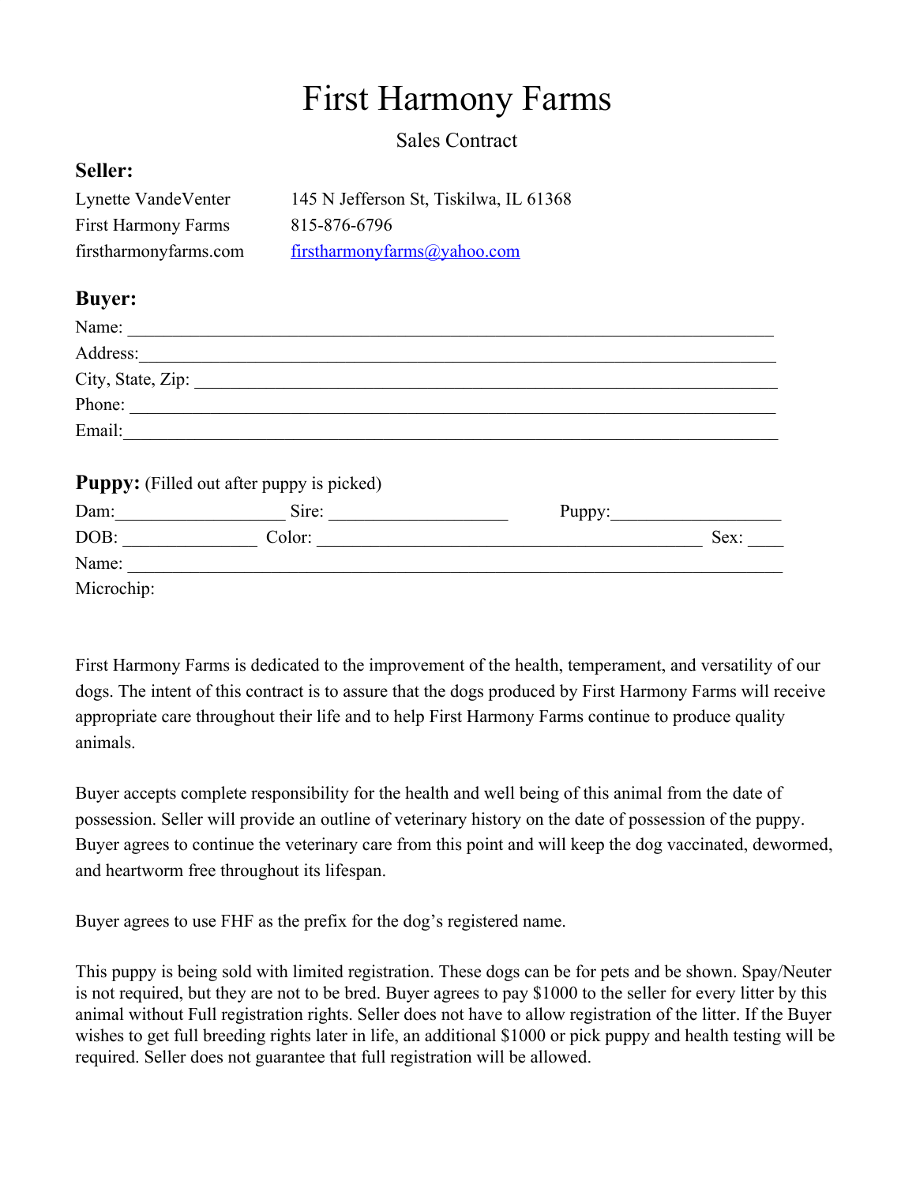# First Harmony Farms

Sales Contract

### Seller:

Lynette VandeVenter 145 N Jefferson St, Tiskilwa, IL 61368
First Harmony Farms 815-876-6796
firstharmonyfarms.com firstharmonyfarms@yahoo.com

### Buyer:

Name: ___________________________________________________________________________
Address:__________________________________________________________________________
City, State, Zip: ____________________________________________________________________
Phone: ___________________________________________________________________________
Email:____________________________________________________________________________

### Puppy: (Filled out after puppy is picked)

Dam:___________________ Sire: ____________________ Puppy:___________________
DOB: _______________ Color: ____________________________________________ Sex: ____
Name: ____________________________________________________________________________
Microchip:

First Harmony Farms is dedicated to the improvement of the health, temperament, and versatility of our dogs. The intent of this contract is to assure that the dogs produced by First Harmony Farms will receive appropriate care throughout their life and to help First Harmony Farms continue to produce quality animals.

Buyer accepts complete responsibility for the health and well being of this animal from the date of possession. Seller will provide an outline of veterinary history on the date of possession of the puppy. Buyer agrees to continue the veterinary care from this point and will keep the dog vaccinated, dewormed, and heartworm free throughout its lifespan.

Buyer agrees to use FHF as the prefix for the dog's registered name.

This puppy is being sold with limited registration. These dogs can be for pets and be shown. Spay/Neuter is not required, but they are not to be bred. Buyer agrees to pay $1000 to the seller for every litter by this animal without Full registration rights. Seller does not have to allow registration of the litter. If the Buyer wishes to get full breeding rights later in life, an additional $1000 or pick puppy and health testing will be required. Seller does not guarantee that full registration will be allowed.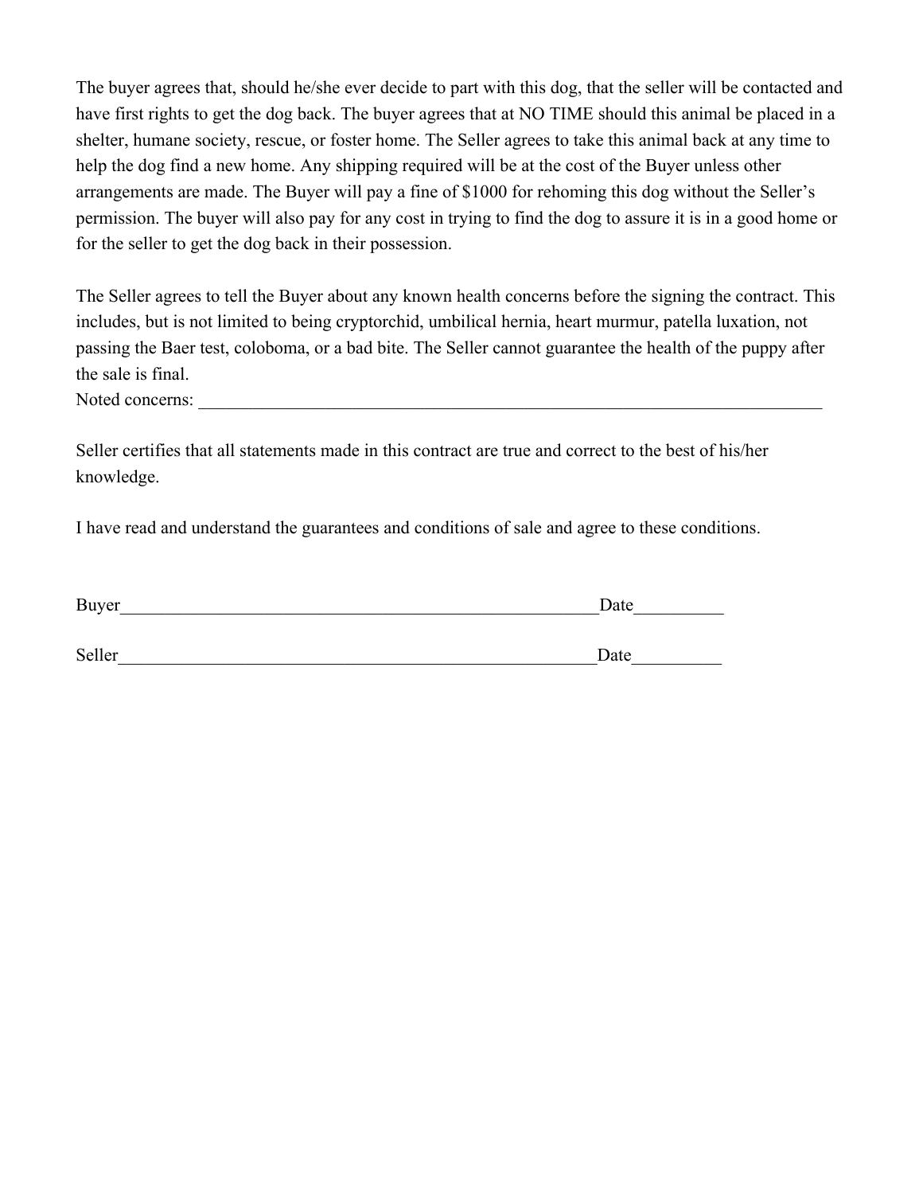The buyer agrees that, should he/she ever decide to part with this dog, that the seller will be contacted and have first rights to get the dog back. The buyer agrees that at NO TIME should this animal be placed in a shelter, humane society, rescue, or foster home. The Seller agrees to take this animal back at any time to help the dog find a new home. Any shipping required will be at the cost of the Buyer unless other arrangements are made. The Buyer will pay a fine of $1000 for rehoming this dog without the Seller's permission. The buyer will also pay for any cost in trying to find the dog to assure it is in a good home or for the seller to get the dog back in their possession.

The Seller agrees to tell the Buyer about any known health concerns before the signing the contract. This includes, but is not limited to being cryptorchid, umbilical hernia, heart murmur, patella luxation, not passing the Baer test, coloboma, or a bad bite. The Seller cannot guarantee the health of the puppy after the sale is final.
Noted concerns: ___________________________________________________________________________

Seller certifies that all statements made in this contract are true and correct to the best of his/her knowledge.

I have read and understand the guarantees and conditions of sale and agree to these conditions.

Buyer_______________________________________________________Date__________

Seller_______________________________________________________Date__________